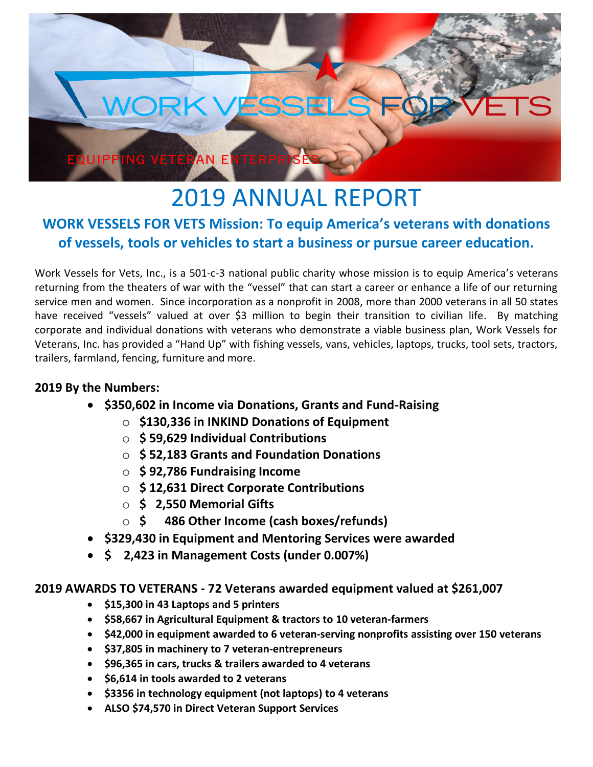WORK VESSELS FOR VETS

EQUIPPING VETERAN ENTERPRISES

# 2019 ANNUAL REPORT

## WORK VESSELS FOR VETS Mission: To equip America's veterans with donations of vessels, tools or vehicles to start a business or pursue career education.

Work Vessels for Vets, Inc., is a 501-c-3 national public charity whose mission is to equip America's veterans returning from the theaters of war with the "vessel" that can start a career or enhance a life of our returning service men and women. Since incorporation as a nonprofit in 2008, more than 2000 veterans in all 50 states have received "vessels" valued at over $3 million to begin their transition to civilian life. By matching corporate and individual donations with veterans who demonstrate a viable business plan, Work Vessels for Veterans, Inc. has provided a "Hand Up" with fishing vessels, vans, vehicles, laptops, trucks, tool sets, tractors, trailers, farmland, fencing, furniture and more.

### 2019 By the Numbers:

- **$350,602 in Income via Donations, Grants and Fund-Raising**
  - **$130,336 in INKIND Donations of Equipment**
  - **$ 59,629 Individual Contributions**
  - **$ 52,183 Grants and Foundation Donations**
  - **$ 92,786 Fundraising Income**
  - **$ 12,631 Direct Corporate Contributions**
  - **$ 2,550 Memorial Gifts**
  - **$ 486 Other Income (cash boxes/refunds)**
- **$329,430 in Equipment and Mentoring Services were awarded**
- **$ 2,423 in Management Costs (under 0.007%)**

### 2019 AWARDS TO VETERANS - 72 Veterans awarded equipment valued at $261,007

- **$15,300 in 43 Laptops and 5 printers**
- **$58,667 in Agricultural Equipment & tractors to 10 veteran-farmers**
- **$42,000 in equipment awarded to 6 veteran-serving nonprofits assisting over 150 veterans**
- **$37,805 in machinery to 7 veteran-entrepreneurs**
- **$96,365 in cars, trucks & trailers awarded to 4 veterans**
- **$6,614 in tools awarded to 2 veterans**
- **$3356 in technology equipment (not laptops) to 4 veterans**
- **ALSO $74,570 in Direct Veteran Support Services**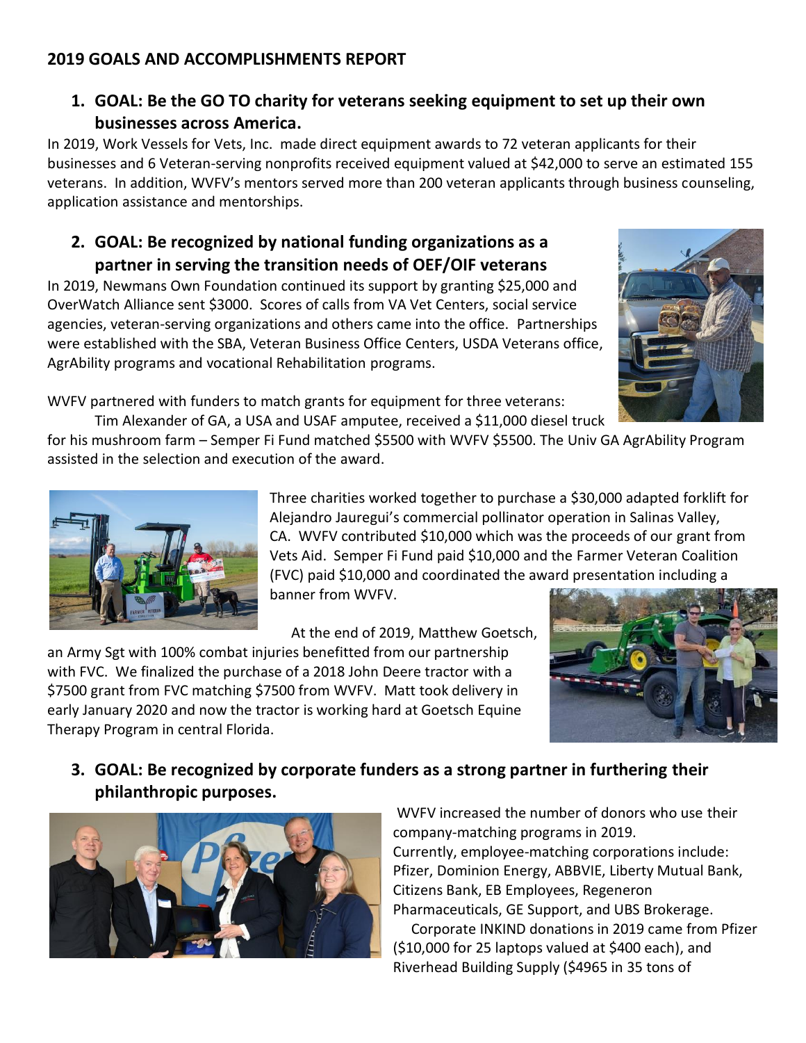## 2019 GOALS AND ACCOMPLISHMENTS REPORT

1. **GOAL: Be the GO TO charity for veterans seeking equipment to set up their own businesses across America.**

In 2019, Work Vessels for Vets, Inc. made direct equipment awards to 72 veteran applicants for their businesses and 6 Veteran-serving nonprofits received equipment valued at $42,000 to serve an estimated 155 veterans. In addition, WVFV's mentors served more than 200 veteran applicants through business counseling, application assistance and mentorships.

2. **GOAL: Be recognized by national funding organizations as a partner in serving the transition needs of OEF/OIF veterans**

In 2019, Newmans Own Foundation continued its support by granting $25,000 and OverWatch Alliance sent $3000. Scores of calls from VA Vet Centers, social service agencies, veteran-serving organizations and others came into the office. Partnerships were established with the SBA, Veteran Business Office Centers, USDA Veterans office, AgrAbility programs and vocational Rehabilitation programs.

WVFV partnered with funders to match grants for equipment for three veterans:

Tim Alexander of GA, a USA and USAF amputee, received a $11,000 diesel truck for his mushroom farm – Semper Fi Fund matched $5500 with WVFV $5500. The Univ GA AgrAbility Program assisted in the selection and execution of the award.

Three charities worked together to purchase a $30,000 adapted forklift for Alejandro Jauregui's commercial pollinator operation in Salinas Valley, CA. WVFV contributed $10,000 which was the proceeds of our grant from Vets Aid. Semper Fi Fund paid $10,000 and the Farmer Veteran Coalition (FVC) paid $10,000 and coordinated the award presentation including a banner from WVFV.

At the end of 2019, Matthew Goetsch, an Army Sgt with 100% combat injuries benefitted from our partnership with FVC. We finalized the purchase of a 2018 John Deere tractor with a $7500 grant from FVC matching $7500 from WVFV. Matt took delivery in early January 2020 and now the tractor is working hard at Goetsch Equine Therapy Program in central Florida.

3. **GOAL: Be recognized by corporate funders as a strong partner in furthering their philanthropic purposes.**

WVFV increased the number of donors who use their company-matching programs in 2019. Currently, employee-matching corporations include: Pfizer, Dominion Energy, ABBVIE, Liberty Mutual Bank, Citizens Bank, EB Employees, Regeneron Pharmaceuticals, GE Support, and UBS Brokerage.

Corporate INKIND donations in 2019 came from Pfizer ($10,000 for 25 laptops valued at $400 each), and Riverhead Building Supply ($4965 in 35 tons of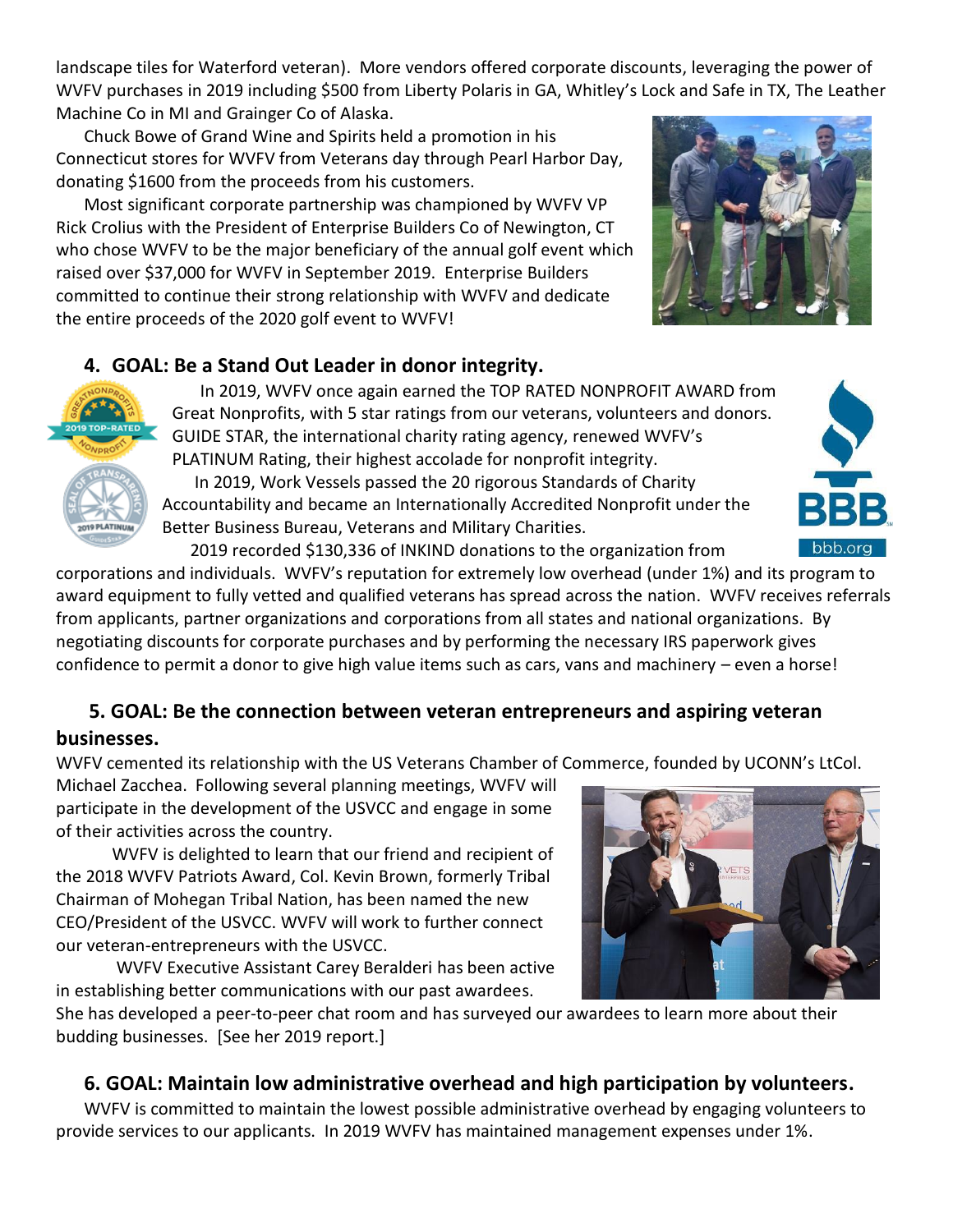landscape tiles for Waterford veteran). More vendors offered corporate discounts, leveraging the power of WVFV purchases in 2019 including $500 from Liberty Polaris in GA, Whitley's Lock and Safe in TX, The Leather Machine Co in MI and Grainger Co of Alaska.

Chuck Bowe of Grand Wine and Spirits held a promotion in his Connecticut stores for WVFV from Veterans day through Pearl Harbor Day, donating $1600 from the proceeds from his customers.

Most significant corporate partnership was championed by WVFV VP Rick Crolius with the President of Enterprise Builders Co of Newington, CT who chose WVFV to be the major beneficiary of the annual golf event which raised over $37,000 for WVFV in September 2019. Enterprise Builders committed to continue their strong relationship with WVFV and dedicate the entire proceeds of the 2020 golf event to WVFV!

## 4. GOAL: Be a Stand Out Leader in donor integrity.

In 2019, WVFV once again earned the TOP RATED NONPROFIT AWARD from Great Nonprofits, with 5 star ratings from our veterans, volunteers and donors. GUIDE STAR, the international charity rating agency, renewed WVFV's PLATINUM Rating, their highest accolade for nonprofit integrity.

In 2019, Work Vessels passed the 20 rigorous Standards of Charity Accountability and became an Internationally Accredited Nonprofit under the Better Business Bureau, Veterans and Military Charities.

2019 recorded $130,336 of INKIND donations to the organization from corporations and individuals. WVFV's reputation for extremely low overhead (under 1%) and its program to award equipment to fully vetted and qualified veterans has spread across the nation. WVFV receives referrals from applicants, partner organizations and corporations from all states and national organizations. By negotiating discounts for corporate purchases and by performing the necessary IRS paperwork gives confidence to permit a donor to give high value items such as cars, vans and machinery – even a horse!

## 5. GOAL: Be the connection between veteran entrepreneurs and aspiring veteran businesses.

WVFV cemented its relationship with the US Veterans Chamber of Commerce, founded by UCONN's LtCol. Michael Zacchea. Following several planning meetings, WVFV will participate in the development of the USVCC and engage in some of their activities across the country.

WVFV is delighted to learn that our friend and recipient of the 2018 WVFV Patriots Award, Col. Kevin Brown, formerly Tribal Chairman of Mohegan Tribal Nation, has been named the new CEO/President of the USVCC. WVFV will work to further connect our veteran-entrepreneurs with the USVCC.

WVFV Executive Assistant Carey Beralderi has been active in establishing better communications with our past awardees. She has developed a peer-to-peer chat room and has surveyed our awardees to learn more about their budding businesses. [See her 2019 report.]

## 6. GOAL: Maintain low administrative overhead and high participation by volunteers.

WVFV is committed to maintain the lowest possible administrative overhead by engaging volunteers to provide services to our applicants. In 2019 WVFV has maintained management expenses under 1%.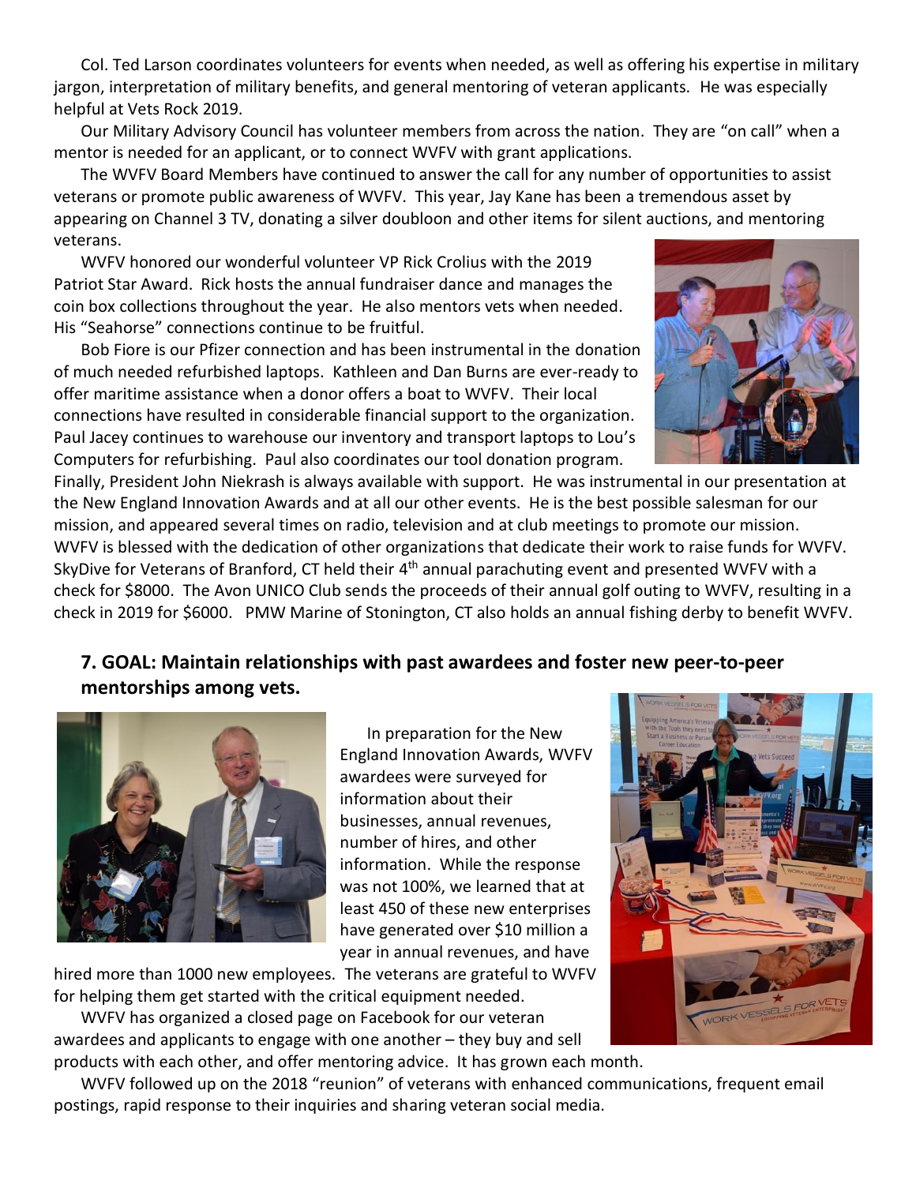Col. Ted Larson coordinates volunteers for events when needed, as well as offering his expertise in military jargon, interpretation of military benefits, and general mentoring of veteran applicants. He was especially helpful at Vets Rock 2019.

Our Military Advisory Council has volunteer members from across the nation. They are "on call" when a mentor is needed for an applicant, or to connect WVFV with grant applications.

The WVFV Board Members have continued to answer the call for any number of opportunities to assist veterans or promote public awareness of WVFV. This year, Jay Kane has been a tremendous asset by appearing on Channel 3 TV, donating a silver doubloon and other items for silent auctions, and mentoring veterans.

WVFV honored our wonderful volunteer VP Rick Crolius with the 2019 Patriot Star Award. Rick hosts the annual fundraiser dance and manages the coin box collections throughout the year. He also mentors vets when needed. His "Seahorse" connections continue to be fruitful.

Bob Fiore is our Pfizer connection and has been instrumental in the donation of much needed refurbished laptops. Kathleen and Dan Burns are ever-ready to offer maritime assistance when a donor offers a boat to WVFV. Their local connections have resulted in considerable financial support to the organization. Paul Jacey continues to warehouse our inventory and transport laptops to Lou's Computers for refurbishing. Paul also coordinates our tool donation program. Finally, President John Niekrash is always available with support. He was instrumental in our presentation at the New England Innovation Awards and at all our other events. He is the best possible salesman for our mission, and appeared several times on radio, television and at club meetings to promote our mission. WVFV is blessed with the dedication of other organizations that dedicate their work to raise funds for WVFV. SkyDive for Veterans of Branford, CT held their 4th annual parachuting event and presented WVFV with a check for $8000. The Avon UNICO Club sends the proceeds of their annual golf outing to WVFV, resulting in a check in 2019 for $6000. PMW Marine of Stonington, CT also holds an annual fishing derby to benefit WVFV.

### 7. GOAL: Maintain relationships with past awardees and foster new peer-to-peer mentorships among vets.

In preparation for the New England Innovation Awards, WVFV awardees were surveyed for information about their businesses, annual revenues, number of hires, and other information. While the response was not 100%, we learned that at least 450 of these new enterprises have generated over $10 million a year in annual revenues, and have hired more than 1000 new employees. The veterans are grateful to WVFV for helping them get started with the critical equipment needed.

WVFV has organized a closed page on Facebook for our veteran awardees and applicants to engage with one another – they buy and sell products with each other, and offer mentoring advice. It has grown each month.

WVFV followed up on the 2018 "reunion" of veterans with enhanced communications, frequent email postings, rapid response to their inquiries and sharing veteran social media.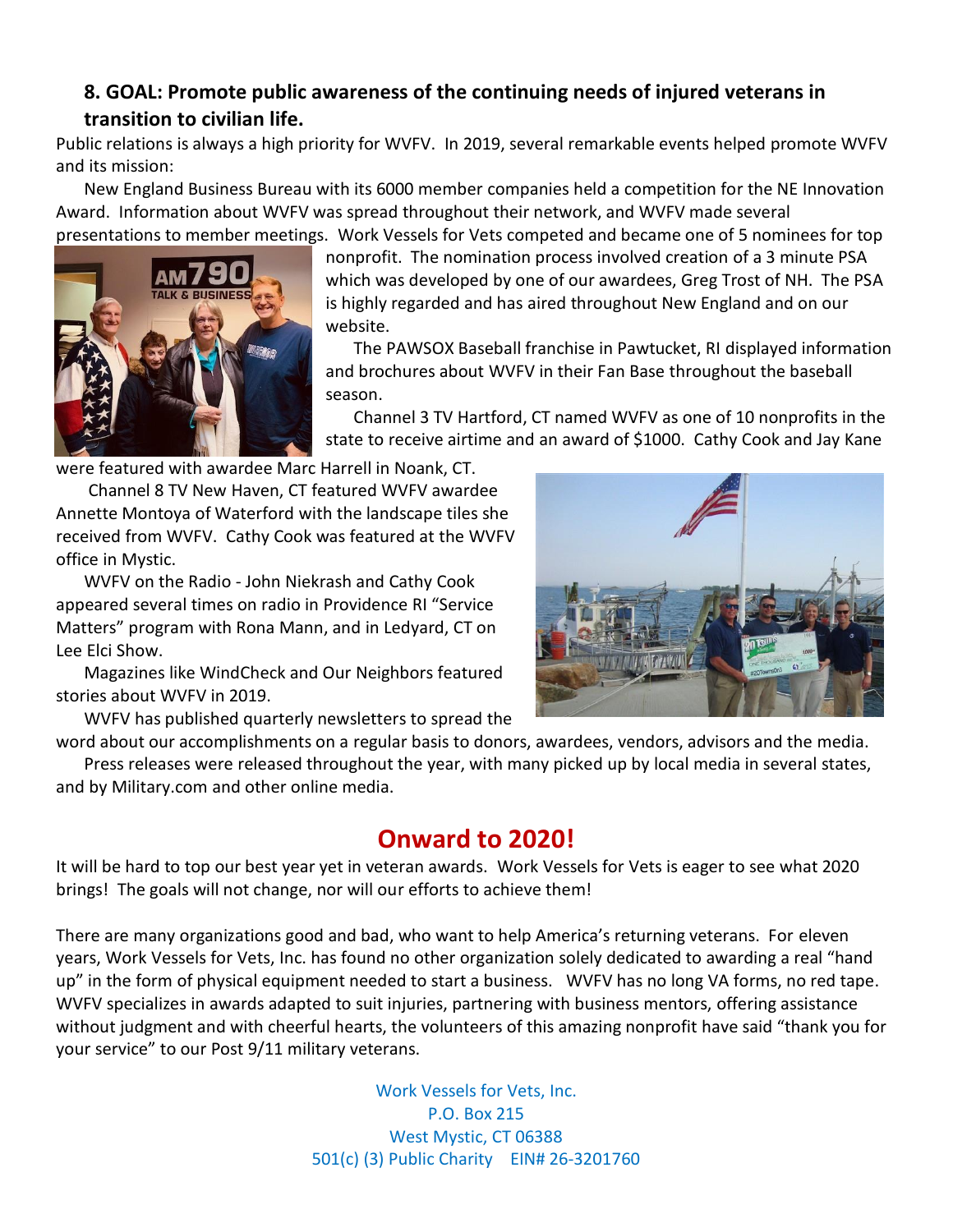## 8. GOAL: Promote public awareness of the continuing needs of injured veterans in transition to civilian life.

Public relations is always a high priority for WVFV. In 2019, several remarkable events helped promote WVFV and its mission:

New England Business Bureau with its 6000 member companies held a competition for the NE Innovation Award. Information about WVFV was spread throughout their network, and WVFV made several presentations to member meetings. Work Vessels for Vets competed and became one of 5 nominees for top nonprofit. The nomination process involved creation of a 3 minute PSA which was developed by one of our awardees, Greg Trost of NH. The PSA is highly regarded and has aired throughout New England and on our website.

The PAWSOX Baseball franchise in Pawtucket, RI displayed information and brochures about WVFV in their Fan Base throughout the baseball season.

Channel 3 TV Hartford, CT named WVFV as one of 10 nonprofits in the state to receive airtime and an award of $1000. Cathy Cook and Jay Kane were featured with awardee Marc Harrell in Noank, CT.

Channel 8 TV New Haven, CT featured WVFV awardee Annette Montoya of Waterford with the landscape tiles she received from WVFV. Cathy Cook was featured at the WVFV office in Mystic.

WVFV on the Radio - John Niekrash and Cathy Cook appeared several times on radio in Providence RI "Service Matters" program with Rona Mann, and in Ledyard, CT on Lee Elci Show.

Magazines like WindCheck and Our Neighbors featured stories about WVFV in 2019.

WVFV has published quarterly newsletters to spread the word about our accomplishments on a regular basis to donors, awardees, vendors, advisors and the media.

Press releases were released throughout the year, with many picked up by local media in several states, and by Military.com and other online media.

# Onward to 2020!

It will be hard to top our best year yet in veteran awards. Work Vessels for Vets is eager to see what 2020 brings! The goals will not change, nor will our efforts to achieve them!

There are many organizations good and bad, who want to help America's returning veterans. For eleven years, Work Vessels for Vets, Inc. has found no other organization solely dedicated to awarding a real "hand up" in the form of physical equipment needed to start a business. WVFV has no long VA forms, no red tape. WVFV specializes in awards adapted to suit injuries, partnering with business mentors, offering assistance without judgment and with cheerful hearts, the volunteers of this amazing nonprofit have said "thank you for your service" to our Post 9/11 military veterans.

Work Vessels for Vets, Inc.
P.O. Box 215
West Mystic, CT 06388
501(c) (3) Public Charity EIN# 26-3201760